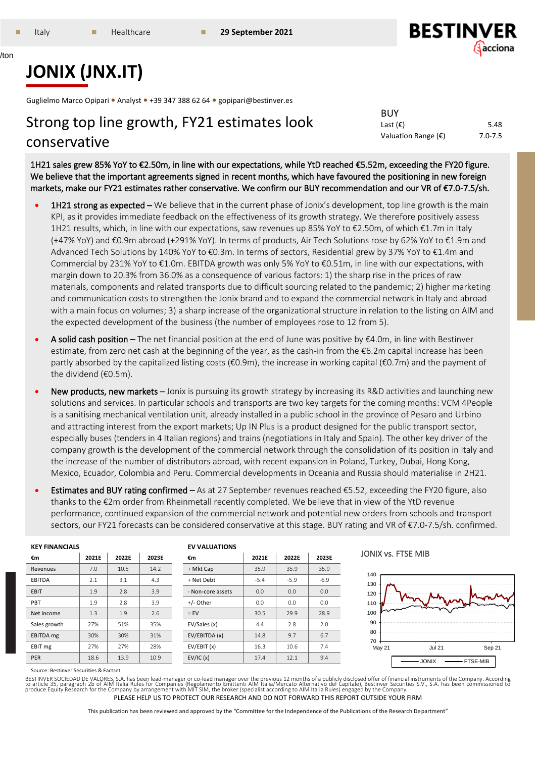Italy · Healthcare · 29 September 2021

# JONIX (JNX.IT)

Guglielmo Marco Opipari • Analyst • +39 347 388 62 64 • gopipari@bestinver.es

## Strong top line growth, FY21 estimates look conservative

| BUY | |
|---|---|
| Last (€) | 5.48 |
| Valuation Range (€) | 7.0-7.5 |

1H21 sales grew 85% YoY to €2.50m, in line with our expectations, while YtD reached €5.52m, exceeding the FY20 figure. We believe that the important agreements signed in recent months, which have favoured the positioning in new foreign markets, make our FY21 estimates rather conservative. We confirm our BUY recommendation and our VR of €7.0-7.5/sh.

- **1H21 strong as expected –** We believe that in the current phase of Jonix's development, top line growth is the main KPI, as it provides immediate feedback on the effectiveness of its growth strategy. We therefore positively assess 1H21 results, which, in line with our expectations, saw revenues up 85% YoY to €2.50m, of which €1.7m in Italy (+47% YoY) and €0.9m abroad (+291% YoY). In terms of products, Air Tech Solutions rose by 62% YoY to €1.9m and Advanced Tech Solutions by 140% YoY to €0.3m. In terms of sectors, Residential grew by 37% YoY to €1.4m and Commercial by 231% YoY to €1.0m. EBITDA growth was only 5% YoY to €0.51m, in line with our expectations, with margin down to 20.3% from 36.0% as a consequence of various factors: 1) the sharp rise in the prices of raw materials, components and related transports due to difficult sourcing related to the pandemic; 2) higher marketing and communication costs to strengthen the Jonix brand and to expand the commercial network in Italy and abroad with a main focus on volumes; 3) a sharp increase of the organizational structure in relation to the listing on AIM and the expected development of the business (the number of employees rose to 12 from 5).
- **A solid cash position –** The net financial position at the end of June was positive by €4.0m, in line with Bestinver estimate, from zero net cash at the beginning of the year, as the cash-in from the €6.2m capital increase has been partly absorbed by the capitalized listing costs (€0.9m), the increase in working capital (€0.7m) and the payment of the dividend (€0.5m).
- **New products, new markets –** Jonix is pursuing its growth strategy by increasing its R&D activities and launching new solutions and services. In particular schools and transports are two key targets for the coming months: VCM 4People is a sanitising mechanical ventilation unit, already installed in a public school in the province of Pesaro and Urbino and attracting interest from the export markets; Up IN Plus is a product designed for the public transport sector, especially buses (tenders in 4 Italian regions) and trains (negotiations in Italy and Spain). The other key driver of the company growth is the development of the commercial network through the consolidation of its position in Italy and the increase of the number of distributors abroad, with recent expansion in Poland, Turkey, Dubai, Hong Kong, Mexico, Ecuador, Colombia and Peru. Commercial developments in Oceania and Russia should materialise in 2H21.
- **Estimates and BUY rating confirmed –** As at 27 September revenues reached €5.52, exceeding the FY20 figure, also thanks to the €2m order from Rheinmetall recently completed. We believe that in view of the YtD revenue performance, continued expansion of the commercial network and potential new orders from schools and transport sectors, our FY21 forecasts can be considered conservative at this stage. BUY rating and VR of €7.0-7.5/sh. confirmed.

**KEY FINANCIALS**

| €m | 2021E | 2022E | 2023E |
|---|---|---|---|
| Revenues | 7.0 | 10.5 | 14.2 |
| EBITDA | 2.1 | 3.1 | 4.3 |
| EBIT | 1.9 | 2.8 | 3.9 |
| PBT | 1.9 | 2.8 | 3.9 |
| Net income | 1.3 | 1.9 | 2.6 |
| Sales growth | 27% | 51% | 35% |
| EBITDA mg | 30% | 30% | 31% |
| EBIT mg | 27% | 27% | 28% |
| PER | 18.6 | 13.9 | 10.9 |

**EV VALUATIONS**

| €m | 2021E | 2022E | 2023E |
|---|---|---|---|
| + Mkt Cap | 35.9 | 35.9 | 35.9 |
| + Net Debt | -5.4 | -5.9 | -6.9 |
| - Non-core assets | 0.0 | 0.0 | 0.0 |
| +/- Other | 0.0 | 0.0 | 0.0 |
| = EV | 30.5 | 29.9 | 28.9 |
| EV/Sales (x) | 4.4 | 2.8 | 2.0 |
| EV/EBITDA (x) | 14.8 | 9.7 | 6.7 |
| EV/EBIT (x) | 16.3 | 10.6 | 7.4 |
| EV/IC (x) | 17.4 | 12.1 | 9.4 |

JONIX vs. FTSE MIB

Source: Bestinver Securities & Factset

BESTINVER SOCIEDAD DE VALORES, S.A. has been lead-manager or co-lead manager over the previous 12 months of a publicly disclosed offer of financial instruments of the Company. According to article 35, paragraph 2b of AIM Italia Rules for Companies (Regolamento Emittenti AIM Italia/Mercato Alternativo del Capitale), Bestinver Securities S.V., S.A. has been commissioned to produce Equity Research for the Company by arrangement with MIT SIM, the broker (specialist according to AIM Italia Rules) engaged by the Company.

PLEASE HELP US TO PROTECT OUR RESEARCH AND DO NOT FORWARD THIS REPORT OUTSIDE YOUR FIRM

This publication has been reviewed and approved by the "Committee for the Independence of the Publications of the Research Department"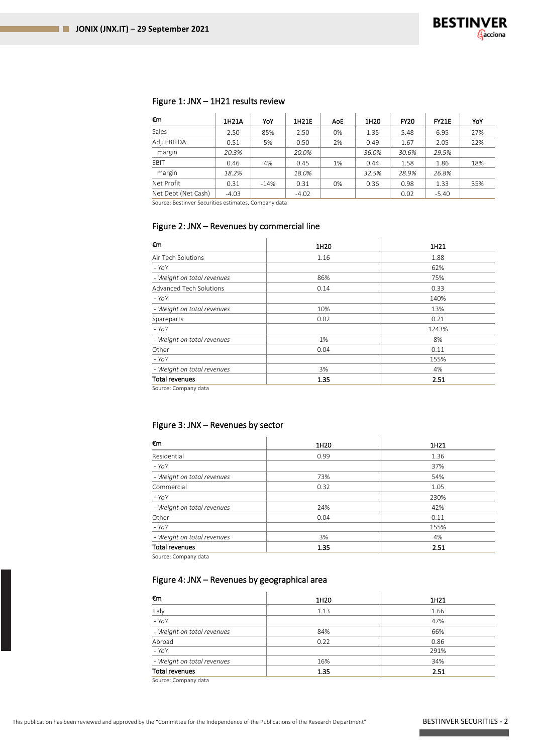### Figure 1: JNX – 1H21 results review

| €m | 1H21A | YoY | 1H21E | AoE | 1H20 | FY20 | FY21E | YoY |
|---|---|---|---|---|---|---|---|---|
| Sales | 2.50 | 85% | 2.50 | 0% | 1.35 | 5.48 | 6.95 | 27% |
| Adj. EBITDA | 0.51 | 5% | 0.50 | 2% | 0.49 | 1.67 | 2.05 | 22% |
| margin | *20.3%* | | *20.0%* | | *36.0%* | *30.6%* | *29.5%* | |
| EBIT | 0.46 | 4% | 0.45 | 1% | 0.44 | 1.58 | 1.86 | 18% |
| margin | *18.2%* | | *18.0%* | | *32.5%* | *28.9%* | *26.8%* | |
| Net Profit | 0.31 | -14% | 0.31 | 0% | 0.36 | 0.98 | 1.33 | 35% |
| Net Debt (Net Cash) | -4.03 | | -4.02 | | | 0.02 | -5.40 | |

Source: Bestinver Securities estimates, Company data

### Figure 2: JNX – Revenues by commercial line

| €m | 1H20 | 1H21 |
|---|---|---|
| Air Tech Solutions | 1.16 | 1.88 |
| *- YoY* | | 62% |
| *- Weight on total revenues* | 86% | 75% |
| Advanced Tech Solutions | 0.14 | 0.33 |
| *- YoY* | | 140% |
| *- Weight on total revenues* | 10% | 13% |
| Spareparts | 0.02 | 0.21 |
| *- YoY* | | 1243% |
| *- Weight on total revenues* | 1% | 8% |
| Other | 0.04 | 0.11 |
| *- YoY* | | 155% |
| *- Weight on total revenues* | 3% | 4% |
| **Total revenues** | **1.35** | **2.51** |

Source: Company data

### Figure 3: JNX – Revenues by sector

| €m | 1H20 | 1H21 |
|---|---|---|
| Residential | 0.99 | 1.36 |
| *- YoY* | | 37% |
| *- Weight on total revenues* | 73% | 54% |
| Commercial | 0.32 | 1.05 |
| *- YoY* | | 230% |
| *- Weight on total revenues* | 24% | 42% |
| Other | 0.04 | 0.11 |
| *- YoY* | | 155% |
| *- Weight on total revenues* | 3% | 4% |
| **Total revenues** | **1.35** | **2.51** |

Source: Company data

### Figure 4: JNX – Revenues by geographical area

| €m | 1H20 | 1H21 |
|---|---|---|
| Italy | 1.13 | 1.66 |
| *- YoY* | | 47% |
| *- Weight on total revenues* | 84% | 66% |
| Abroad | 0.22 | 0.86 |
| *- YoY* | | 291% |
| *- Weight on total revenues* | 16% | 34% |
| **Total revenues** | **1.35** | **2.51** |

Source: Company data

This publication has been reviewed and approved by the "Committee for the Independence of the Publications of the Research Department"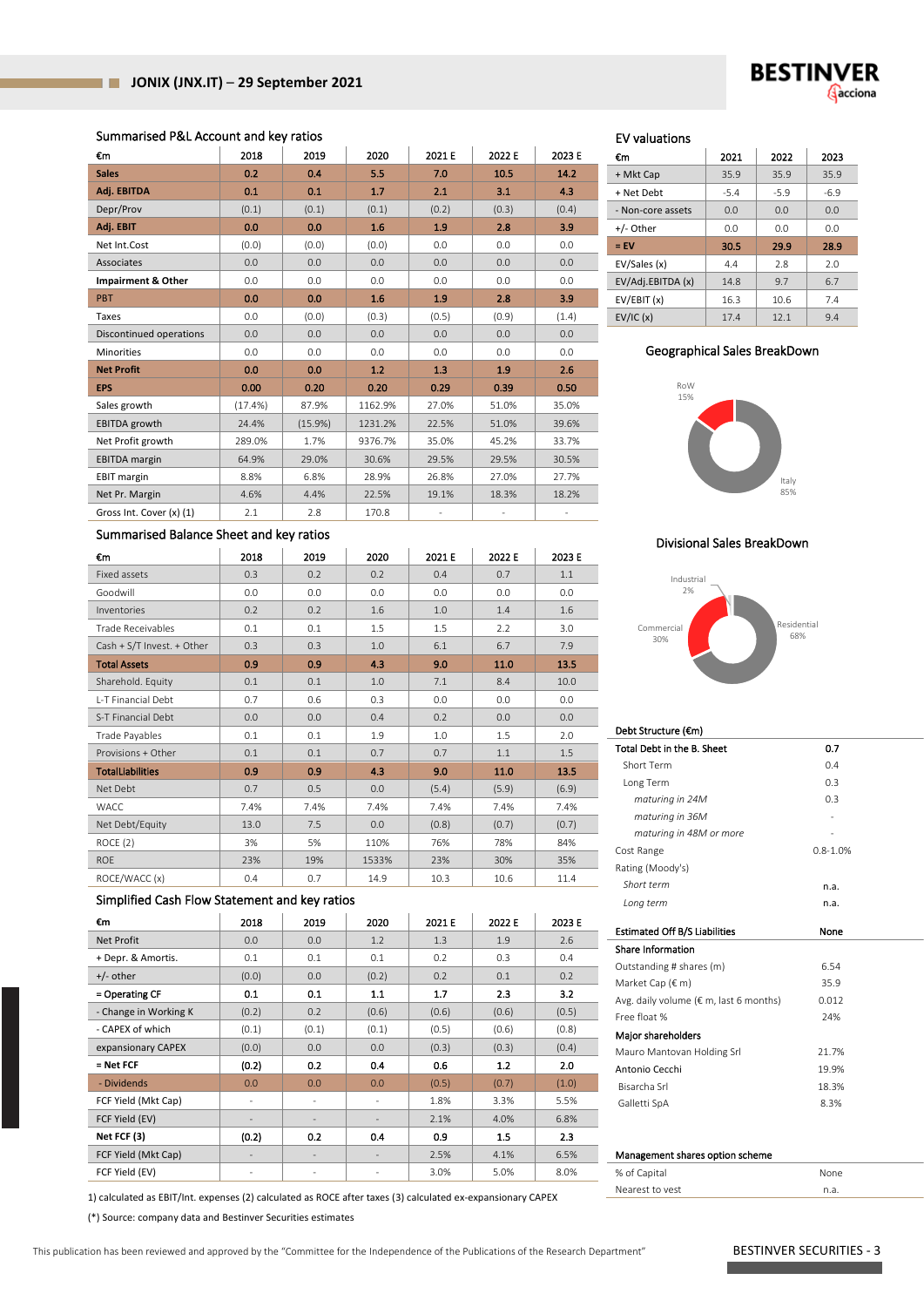## JONIX (JNX.IT) – 29 September 2021

### Summarised P&L Account and key ratios

| €m | 2018 | 2019 | 2020 | 2021 E | 2022 E | 2023 E |
|---|---|---|---|---|---|---|
| **Sales** | 0.2 | 0.4 | 5.5 | 7.0 | 10.5 | 14.2 |
| **Adj. EBITDA** | 0.1 | 0.1 | 1.7 | 2.1 | 3.1 | 4.3 |
| Depr/Prov | (0.1) | (0.1) | (0.1) | (0.2) | (0.3) | (0.4) |
| **Adj. EBIT** | 0.0 | 0.0 | 1.6 | 1.9 | 2.8 | 3.9 |
| Net Int.Cost | (0.0) | (0.0) | (0.0) | 0.0 | 0.0 | 0.0 |
| Associates | 0.0 | 0.0 | 0.0 | 0.0 | 0.0 | 0.0 |
| **Impairment & Other** | 0.0 | 0.0 | 0.0 | 0.0 | 0.0 | 0.0 |
| PBT | 0.0 | 0.0 | 1.6 | 1.9 | 2.8 | 3.9 |
| Taxes | 0.0 | (0.0) | (0.3) | (0.5) | (0.9) | (1.4) |
| Discontinued operations | 0.0 | 0.0 | 0.0 | 0.0 | 0.0 | 0.0 |
| Minorities | 0.0 | 0.0 | 0.0 | 0.0 | 0.0 | 0.0 |
| **Net Profit** | 0.0 | 0.0 | 1.2 | 1.3 | 1.9 | 2.6 |
| **EPS** | 0.00 | 0.20 | 0.20 | 0.29 | 0.39 | 0.50 |
| Sales growth | (17.4%) | 87.9% | 1162.9% | 27.0% | 51.0% | 35.0% |
| EBITDA growth | 24.4% | (15.9%) | 1231.2% | 22.5% | 51.0% | 39.6% |
| Net Profit growth | 289.0% | 1.7% | 9376.7% | 35.0% | 45.2% | 33.7% |
| EBITDA margin | 64.9% | 29.0% | 30.6% | 29.5% | 29.5% | 30.5% |
| EBIT margin | 8.8% | 6.8% | 28.9% | 26.8% | 27.0% | 27.7% |
| Net Pr. Margin | 4.6% | 4.4% | 22.5% | 19.1% | 18.3% | 18.2% |
| Gross Int. Cover (x) (1) | 2.1 | 2.8 | 170.8 | - | - | - |

### Summarised Balance Sheet and key ratios

| €m | 2018 | 2019 | 2020 | 2021 E | 2022 E | 2023 E |
|---|---|---|---|---|---|---|
| Fixed assets | 0.3 | 0.2 | 0.2 | 0.4 | 0.7 | 1.1 |
| Goodwill | 0.0 | 0.0 | 0.0 | 0.0 | 0.0 | 0.0 |
| Inventories | 0.2 | 0.2 | 1.6 | 1.0 | 1.4 | 1.6 |
| Trade Receivables | 0.1 | 0.1 | 1.5 | 1.5 | 2.2 | 3.0 |
| Cash + S/T Invest. + Other | 0.3 | 0.3 | 1.0 | 6.1 | 6.7 | 7.9 |
| **Total Assets** | 0.9 | 0.9 | 4.3 | 9.0 | 11.0 | 13.5 |
| Sharehold. Equity | 0.1 | 0.1 | 1.0 | 7.1 | 8.4 | 10.0 |
| L-T Financial Debt | 0.7 | 0.6 | 0.3 | 0.0 | 0.0 | 0.0 |
| S-T Financial Debt | 0.0 | 0.0 | 0.4 | 0.2 | 0.0 | 0.0 |
| Trade Payables | 0.1 | 0.1 | 1.9 | 1.0 | 1.5 | 2.0 |
| Provisions + Other | 0.1 | 0.1 | 0.7 | 0.7 | 1.1 | 1.5 |
| **TotalLiabilities** | 0.9 | 0.9 | 4.3 | 9.0 | 11.0 | 13.5 |
| Net Debt | 0.7 | 0.5 | 0.0 | (5.4) | (5.9) | (6.9) |
| WACC | 7.4% | 7.4% | 7.4% | 7.4% | 7.4% | 7.4% |
| Net Debt/Equity | 13.0 | 7.5 | 0.0 | (0.8) | (0.7) | (0.7) |
| ROCE (2) | 3% | 5% | 110% | 76% | 78% | 84% |
| ROE | 23% | 19% | 1533% | 23% | 30% | 35% |
| ROCE/WACC (x) | 0.4 | 0.7 | 14.9 | 10.3 | 10.6 | 11.4 |

### Simplified Cash Flow Statement and key ratios

| €m | 2018 | 2019 | 2020 | 2021 E | 2022 E | 2023 E |
|---|---|---|---|---|---|---|
| Net Profit | 0.0 | 0.0 | 1.2 | 1.3 | 1.9 | 2.6 |
| + Depr. & Amortis. | 0.1 | 0.1 | 0.1 | 0.2 | 0.3 | 0.4 |
| +/- other | (0.0) | 0.0 | (0.2) | 0.2 | 0.1 | 0.2 |
| **= Operating CF** | 0.1 | 0.1 | 1.1 | 1.7 | 2.3 | 3.2 |
| - Change in Working K | (0.2) | 0.2 | (0.6) | (0.6) | (0.6) | (0.5) |
| - CAPEX of which | (0.1) | (0.1) | (0.1) | (0.5) | (0.6) | (0.8) |
| expansionary CAPEX | (0.0) | 0.0 | 0.0 | (0.3) | (0.3) | (0.4) |
| **= Net FCF** | (0.2) | 0.2 | 0.4 | 0.6 | 1.2 | 2.0 |
| - Dividends | 0.0 | 0.0 | 0.0 | (0.5) | (0.7) | (1.0) |
| FCF Yield (Mkt Cap) | - | - | - | 1.8% | 3.3% | 5.5% |
| FCF Yield (EV) | - | - | - | 2.1% | 4.0% | 6.8% |
| **Net FCF (3)** | (0.2) | 0.2 | 0.4 | 0.9 | 1.5 | 2.3 |
| FCF Yield (Mkt Cap) | - | - | - | 2.5% | 4.1% | 6.5% |
| FCF Yield (EV) | - | - | - | 3.0% | 5.0% | 8.0% |

1) calculated as EBIT/Int. expenses (2) calculated as ROCE after taxes (3) calculated ex-expansionary CAPEX

(*) Source: company data and Bestinver Securities estimates

### EV valuations

| €m | 2021 | 2022 | 2023 |
|---|---|---|---|
| + Mkt Cap | 35.9 | 35.9 | 35.9 |
| + Net Debt | -5.4 | -5.9 | -6.9 |
| - Non-core assets | 0.0 | 0.0 | 0.0 |
| +/- Other | 0.0 | 0.0 | 0.0 |
| **= EV** | 30.5 | 29.9 | 28.9 |
| EV/Sales (x) | 4.4 | 2.8 | 2.0 |
| EV/Adj.EBITDA (x) | 14.8 | 9.7 | 6.7 |
| EV/EBIT (x) | 16.3 | 10.6 | 7.4 |
| EV/IC (x) | 17.4 | 12.1 | 9.4 |

### Geographical Sales BreakDown

RoW 15%; Italy 85%

### Divisional Sales BreakDown

Industrial 2%; Commercial 30%; Residential 68%

### Debt Structure (€m)

| | |
|---|---|
| **Total Debt in the B. Sheet** | **0.7** |
| Short Term | 0.4 |
| Long Term | 0.3 |
| *maturing in 24M* | 0.3 |
| *maturing in 36M* | - |
| *maturing in 48M or more* | - |
| Cost Range | 0.8-1.0% |
| Rating (Moody's) | |
| *Short term* | n.a. |
| *Long term* | n.a. |

| | |
|---|---|
| **Estimated Off B/S Liabilities** | **None** |

### Share Information

| | |
|---|---|
| Outstanding # shares (m) | 6.54 |
| Market Cap (€ m) | 35.9 |
| Avg. daily volume (€ m, last 6 months) | 0.012 |
| Free float % | 24% |

### Major shareholders

| | |
|---|---|
| Mauro Mantovan Holding Srl | 21.7% |
| Antonio Cecchi | 19.9% |
| Bisarcha Srl | 18.3% |
| Galletti SpA | 8.3% |

### Management shares option scheme

| | |
|---|---|
| % of Capital | None |
| Nearest to vest | n.a. |

This publication has been reviewed and approved by the "Committee for the Independence of the Publications of the Research Department"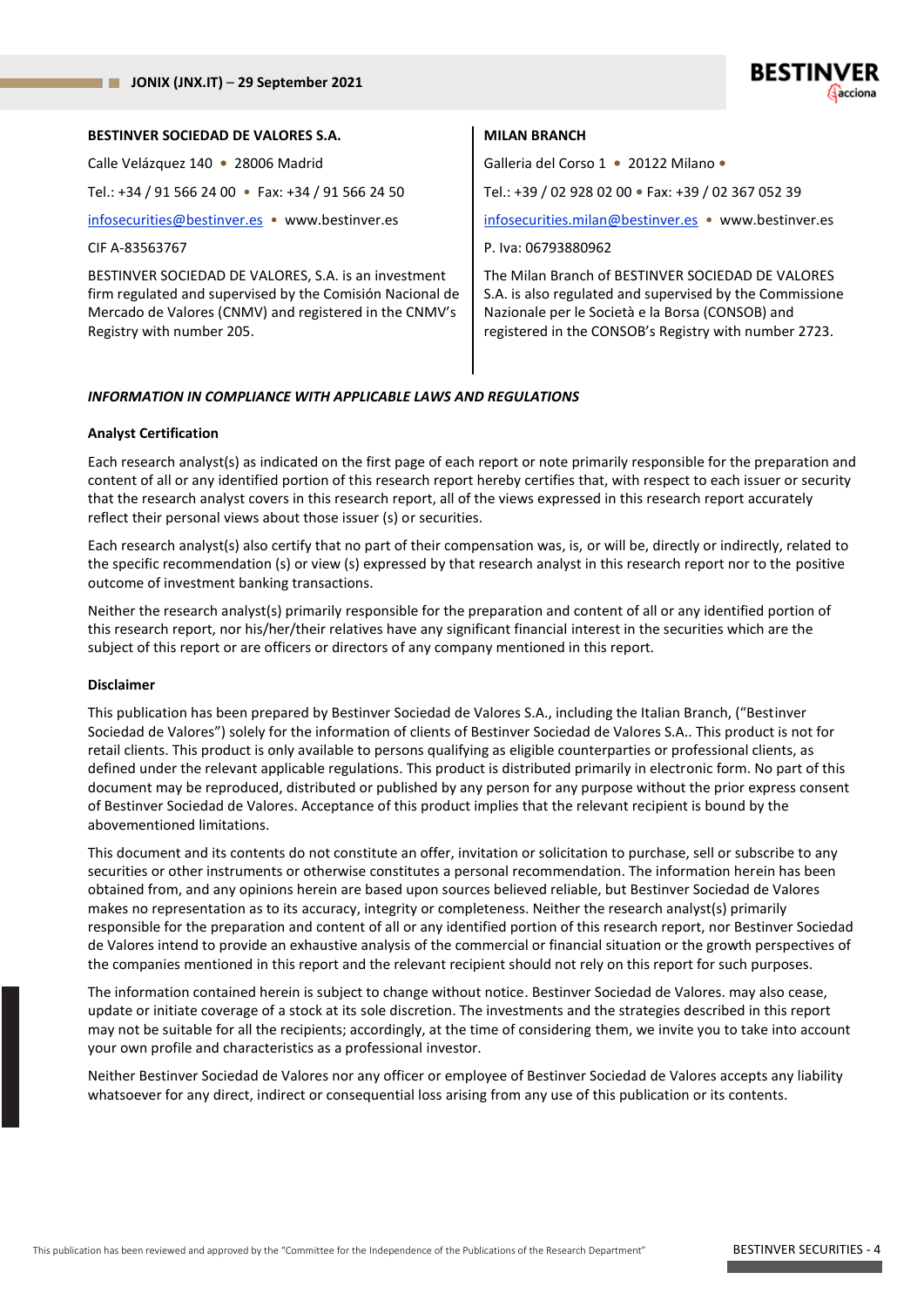**BESTINVER SOCIEDAD DE VALORES S.A.**

Calle Velázquez 140 • 28006 Madrid

Tel.: +34 / 91 566 24 00 • Fax: +34 / 91 566 24 50

infosecurities@bestinver.es • www.bestinver.es

CIF A-83563767

BESTINVER SOCIEDAD DE VALORES, S.A. is an investment firm regulated and supervised by the Comisión Nacional de Mercado de Valores (CNMV) and registered in the CNMV's Registry with number 205.

**MILAN BRANCH**

Galleria del Corso 1 • 20122 Milano •

Tel.: +39 / 02 928 02 00 • Fax: +39 / 02 367 052 39

infosecurities.milan@bestinver.es • www.bestinver.es

P. Iva: 06793880962

The Milan Branch of BESTINVER SOCIEDAD DE VALORES S.A. is also regulated and supervised by the Commissione Nazionale per le Società e la Borsa (CONSOB) and registered in the CONSOB's Registry with number 2723.

***INFORMATION IN COMPLIANCE WITH APPLICABLE LAWS AND REGULATIONS***

**Analyst Certification**

Each research analyst(s) as indicated on the first page of each report or note primarily responsible for the preparation and content of all or any identified portion of this research report hereby certifies that, with respect to each issuer or security that the research analyst covers in this research report, all of the views expressed in this research report accurately reflect their personal views about those issuer (s) or securities.

Each research analyst(s) also certify that no part of their compensation was, is, or will be, directly or indirectly, related to the specific recommendation (s) or view (s) expressed by that research analyst in this research report nor to the positive outcome of investment banking transactions.

Neither the research analyst(s) primarily responsible for the preparation and content of all or any identified portion of this research report, nor his/her/their relatives have any significant financial interest in the securities which are the subject of this report or are officers or directors of any company mentioned in this report.

**Disclaimer**

This publication has been prepared by Bestinver Sociedad de Valores S.A., including the Italian Branch, ("Bestinver Sociedad de Valores") solely for the information of clients of Bestinver Sociedad de Valores S.A.. This product is not for retail clients. This product is only available to persons qualifying as eligible counterparties or professional clients, as defined under the relevant applicable regulations. This product is distributed primarily in electronic form. No part of this document may be reproduced, distributed or published by any person for any purpose without the prior express consent of Bestinver Sociedad de Valores. Acceptance of this product implies that the relevant recipient is bound by the abovementioned limitations.

This document and its contents do not constitute an offer, invitation or solicitation to purchase, sell or subscribe to any securities or other instruments or otherwise constitutes a personal recommendation. The information herein has been obtained from, and any opinions herein are based upon sources believed reliable, but Bestinver Sociedad de Valores makes no representation as to its accuracy, integrity or completeness. Neither the research analyst(s) primarily responsible for the preparation and content of all or any identified portion of this research report, nor Bestinver Sociedad de Valores intend to provide an exhaustive analysis of the commercial or financial situation or the growth perspectives of the companies mentioned in this report and the relevant recipient should not rely on this report for such purposes.

The information contained herein is subject to change without notice. Bestinver Sociedad de Valores. may also cease, update or initiate coverage of a stock at its sole discretion. The investments and the strategies described in this report may not be suitable for all the recipients; accordingly, at the time of considering them, we invite you to take into account your own profile and characteristics as a professional investor.

Neither Bestinver Sociedad de Valores nor any officer or employee of Bestinver Sociedad de Valores accepts any liability whatsoever for any direct, indirect or consequential loss arising from any use of this publication or its contents.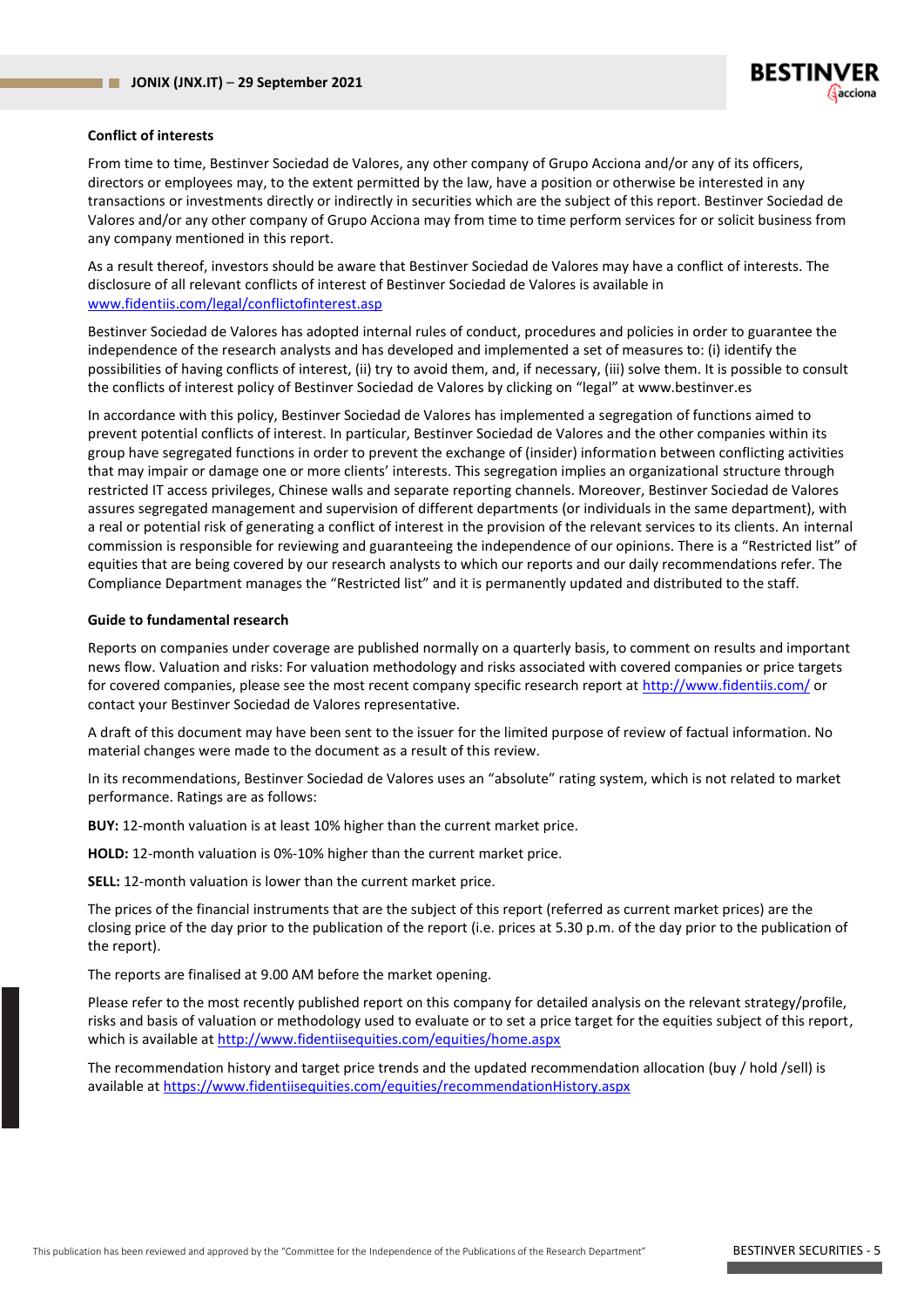### Conflict of interests

From time to time, Bestinver Sociedad de Valores, any other company of Grupo Acciona and/or any of its officers, directors or employees may, to the extent permitted by the law, have a position or otherwise be interested in any transactions or investments directly or indirectly in securities which are the subject of this report. Bestinver Sociedad de Valores and/or any other company of Grupo Acciona may from time to time perform services for or solicit business from any company mentioned in this report.

As a result thereof, investors should be aware that Bestinver Sociedad de Valores may have a conflict of interests. The disclosure of all relevant conflicts of interest of Bestinver Sociedad de Valores is available in www.fidentiis.com/legal/conflictofinterest.asp

Bestinver Sociedad de Valores has adopted internal rules of conduct, procedures and policies in order to guarantee the independence of the research analysts and has developed and implemented a set of measures to: (i) identify the possibilities of having conflicts of interest, (ii) try to avoid them, and, if necessary, (iii) solve them. It is possible to consult the conflicts of interest policy of Bestinver Sociedad de Valores by clicking on "legal" at www.bestinver.es

In accordance with this policy, Bestinver Sociedad de Valores has implemented a segregation of functions aimed to prevent potential conflicts of interest. In particular, Bestinver Sociedad de Valores and the other companies within its group have segregated functions in order to prevent the exchange of (insider) information between conflicting activities that may impair or damage one or more clients' interests. This segregation implies an organizational structure through restricted IT access privileges, Chinese walls and separate reporting channels. Moreover, Bestinver Sociedad de Valores assures segregated management and supervision of different departments (or individuals in the same department), with a real or potential risk of generating a conflict of interest in the provision of the relevant services to its clients. An internal commission is responsible for reviewing and guaranteeing the independence of our opinions. There is a "Restricted list" of equities that are being covered by our research analysts to which our reports and our daily recommendations refer. The Compliance Department manages the "Restricted list" and it is permanently updated and distributed to the staff.

### Guide to fundamental research

Reports on companies under coverage are published normally on a quarterly basis, to comment on results and important news flow. Valuation and risks: For valuation methodology and risks associated with covered companies or price targets for covered companies, please see the most recent company specific research report at http://www.fidentiis.com/ or contact your Bestinver Sociedad de Valores representative.

A draft of this document may have been sent to the issuer for the limited purpose of review of factual information. No material changes were made to the document as a result of this review.

In its recommendations, Bestinver Sociedad de Valores uses an "absolute" rating system, which is not related to market performance. Ratings are as follows:

**BUY:** 12-month valuation is at least 10% higher than the current market price.

**HOLD:** 12-month valuation is 0%-10% higher than the current market price.

**SELL:** 12-month valuation is lower than the current market price.

The prices of the financial instruments that are the subject of this report (referred as current market prices) are the closing price of the day prior to the publication of the report (i.e. prices at 5.30 p.m. of the day prior to the publication of the report).

The reports are finalised at 9.00 AM before the market opening.

Please refer to the most recently published report on this company for detailed analysis on the relevant strategy/profile, risks and basis of valuation or methodology used to evaluate or to set a price target for the equities subject of this report, which is available at http://www.fidentiisequities.com/equities/home.aspx

The recommendation history and target price trends and the updated recommendation allocation (buy / hold /sell) is available at https://www.fidentiisequities.com/equities/recommendationHistory.aspx

This publication has been reviewed and approved by the "Committee for the Independence of the Publications of the Research Department"